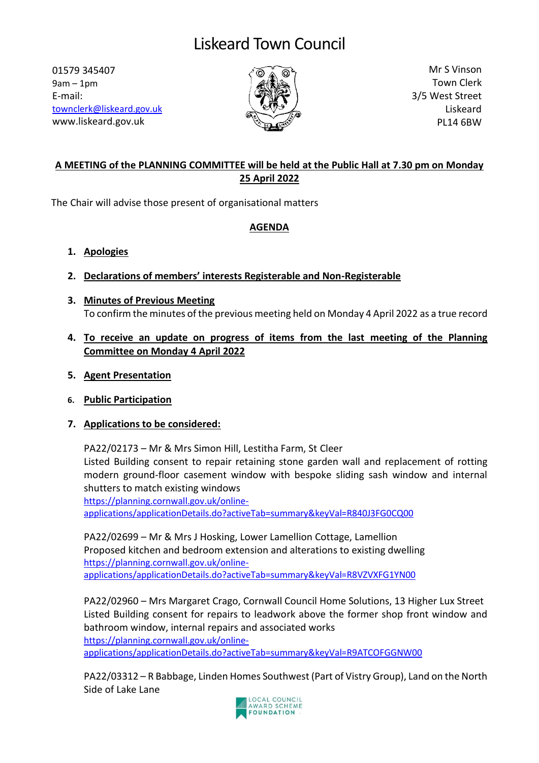# Liskeard Town Council

01579 345407
9am – 1pm
E-mail:
townclerk@liskeard.gov.uk
www.liskeard.gov.uk

Mr S Vinson
Town Clerk
3/5 West Street
Liskeard
PL14 6BW

**A MEETING of the PLANNING COMMITTEE will be held at the Public Hall at 7.30 pm on Monday 25 April 2022**

The Chair will advise those present of organisational matters

## AGENDA

1. **Apologies**

2. **Declarations of members' interests Registerable and Non-Registerable**

3. **Minutes of Previous Meeting**
   To confirm the minutes of the previous meeting held on Monday 4 April 2022 as a true record

4. **To receive an update on progress of items from the last meeting of the Planning Committee on Monday 4 April 2022**

5. **Agent Presentation**

6. **Public Participation**

7. **Applications to be considered:**

   PA22/02173 – Mr & Mrs Simon Hill, Lestitha Farm, St Cleer
   Listed Building consent to repair retaining stone garden wall and replacement of rotting modern ground-floor casement window with bespoke sliding sash window and internal shutters to match existing windows
   https://planning.cornwall.gov.uk/online-applications/applicationDetails.do?activeTab=summary&keyVal=R840J3FG0CQ00

   PA22/02699 – Mr & Mrs J Hosking, Lower Lamellion Cottage, Lamellion
   Proposed kitchen and bedroom extension and alterations to existing dwelling
   https://planning.cornwall.gov.uk/online-applications/applicationDetails.do?activeTab=summary&keyVal=R8VZVXFG1YN00

   PA22/02960 – Mrs Margaret Crago, Cornwall Council Home Solutions, 13 Higher Lux Street
   Listed Building consent for repairs to leadwork above the former shop front window and bathroom window, internal repairs and associated works
   https://planning.cornwall.gov.uk/online-applications/applicationDetails.do?activeTab=summary&keyVal=R9ATCOFGGNW00

   PA22/03312 – R Babbage, Linden Homes Southwest (Part of Vistry Group), Land on the North Side of Lake Lane

LOCAL COUNCIL AWARD SCHEME FOUNDATION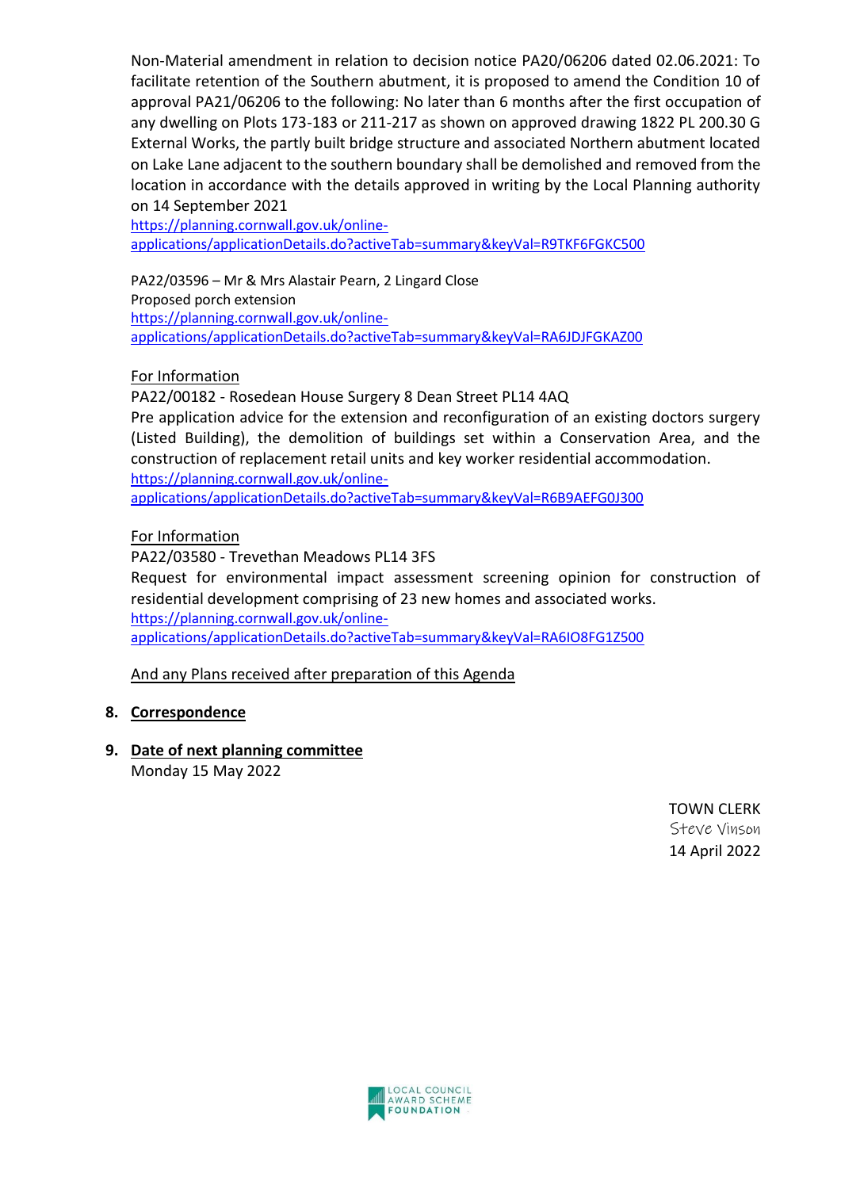Non-Material amendment in relation to decision notice PA20/06206 dated 02.06.2021: To facilitate retention of the Southern abutment, it is proposed to amend the Condition 10 of approval PA21/06206 to the following: No later than 6 months after the first occupation of any dwelling on Plots 173-183 or 211-217 as shown on approved drawing 1822 PL 200.30 G External Works, the partly built bridge structure and associated Northern abutment located on Lake Lane adjacent to the southern boundary shall be demolished and removed from the location in accordance with the details approved in writing by the Local Planning authority on 14 September 2021
https://planning.cornwall.gov.uk/online-applications/applicationDetails.do?activeTab=summary&keyVal=R9TKF6FGKC500

PA22/03596 – Mr & Mrs Alastair Pearn, 2 Lingard Close
Proposed porch extension
https://planning.cornwall.gov.uk/online-applications/applicationDetails.do?activeTab=summary&keyVal=RA6JDJFGKAZ00

For Information
PA22/00182 - Rosedean House Surgery 8 Dean Street PL14 4AQ
Pre application advice for the extension and reconfiguration of an existing doctors surgery (Listed Building), the demolition of buildings set within a Conservation Area, and the construction of replacement retail units and key worker residential accommodation.
https://planning.cornwall.gov.uk/online-applications/applicationDetails.do?activeTab=summary&keyVal=R6B9AEFG0J300

For Information
PA22/03580 - Trevethan Meadows PL14 3FS
Request for environmental impact assessment screening opinion for construction of residential development comprising of 23 new homes and associated works.
https://planning.cornwall.gov.uk/online-applications/applicationDetails.do?activeTab=summary&keyVal=RA6IO8FG1Z500

And any Plans received after preparation of this Agenda

8. **Correspondence**

9. **Date of next planning committee**
Monday 15 May 2022

TOWN CLERK
Steve Vinson
14 April 2022